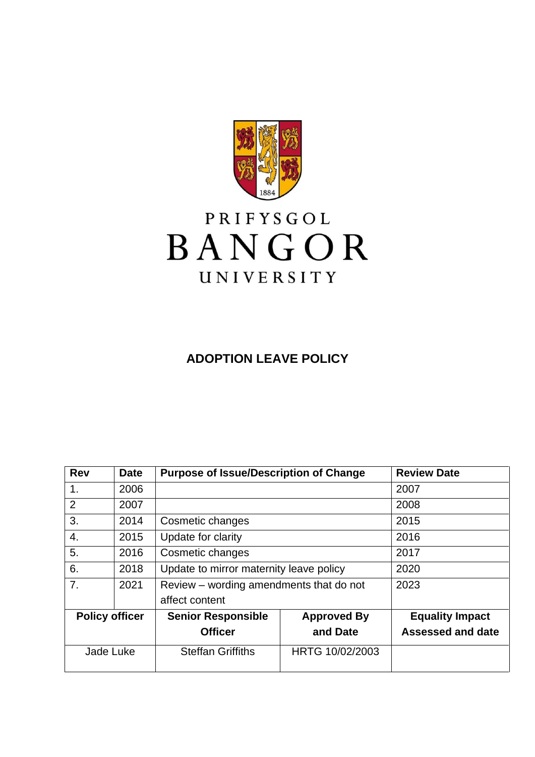PRIFYSGOL
BANGOR
UNIVERSITY

# ADOPTION LEAVE POLICY

| Rev | Date | Purpose of Issue/Description of Change | | Review Date |
|---|---|---|---|---|
| 1. | 2006 | | | 2007 |
| 2 | 2007 | | | 2008 |
| 3. | 2014 | Cosmetic changes | | 2015 |
| 4. | 2015 | Update for clarity | | 2016 |
| 5. | 2016 | Cosmetic changes | | 2017 |
| 6. | 2018 | Update to mirror maternity leave policy | | 2020 |
| 7. | 2021 | Review – wording amendments that do not affect content | | 2023 |
| **Policy officer** | | **Senior Responsible Officer** | **Approved By and Date** | **Equality Impact Assessed and date** |
| Jade Luke | | Steffan Griffiths | HRTG 10/02/2003 | |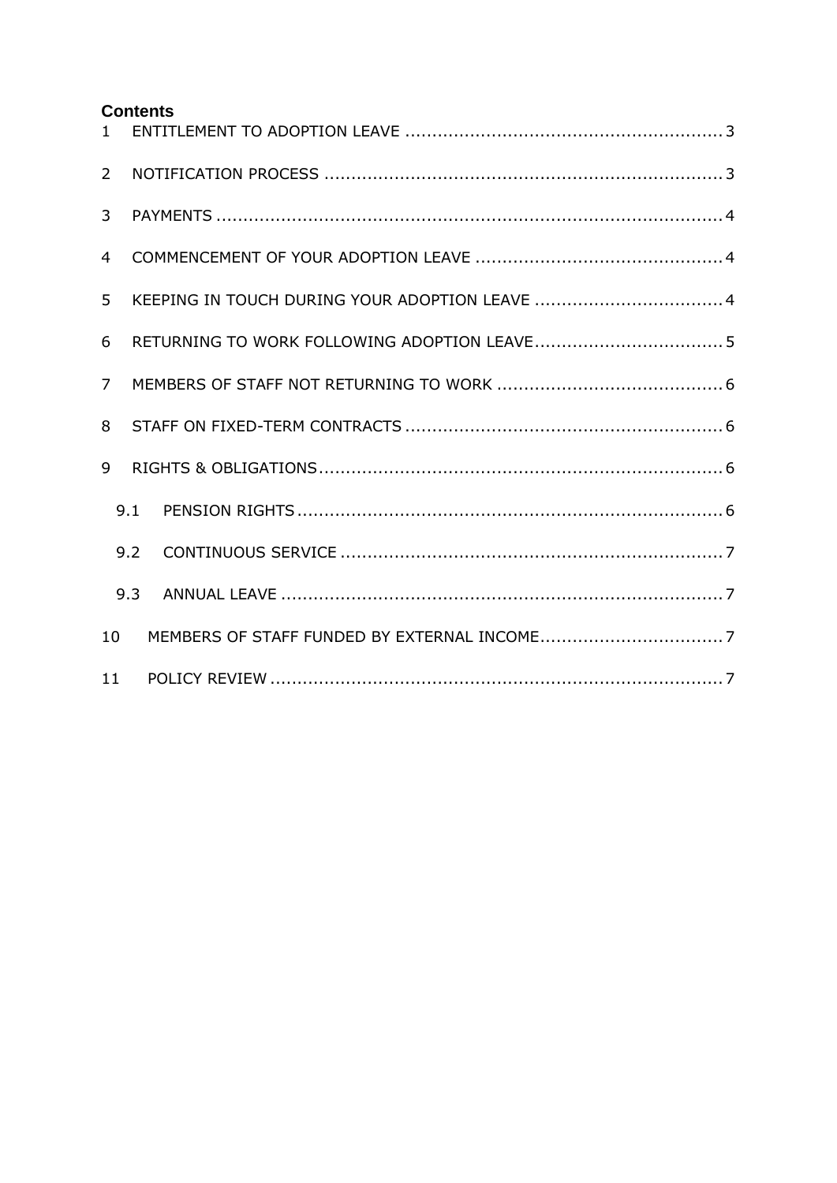## Contents

1 ENTITLEMENT TO ADOPTION LEAVE .......... 3

2 NOTIFICATION PROCESS .......... 3

3 PAYMENTS .......... 4

4 COMMENCEMENT OF YOUR ADOPTION LEAVE .......... 4

5 KEEPING IN TOUCH DURING YOUR ADOPTION LEAVE .......... 4

6 RETURNING TO WORK FOLLOWING ADOPTION LEAVE .......... 5

7 MEMBERS OF STAFF NOT RETURNING TO WORK .......... 6

8 STAFF ON FIXED-TERM CONTRACTS .......... 6

9 RIGHTS & OBLIGATIONS .......... 6

- 9.1 PENSION RIGHTS .......... 6
- 9.2 CONTINUOUS SERVICE .......... 7
- 9.3 ANNUAL LEAVE .......... 7

10 MEMBERS OF STAFF FUNDED BY EXTERNAL INCOME .......... 7

11 POLICY REVIEW .......... 7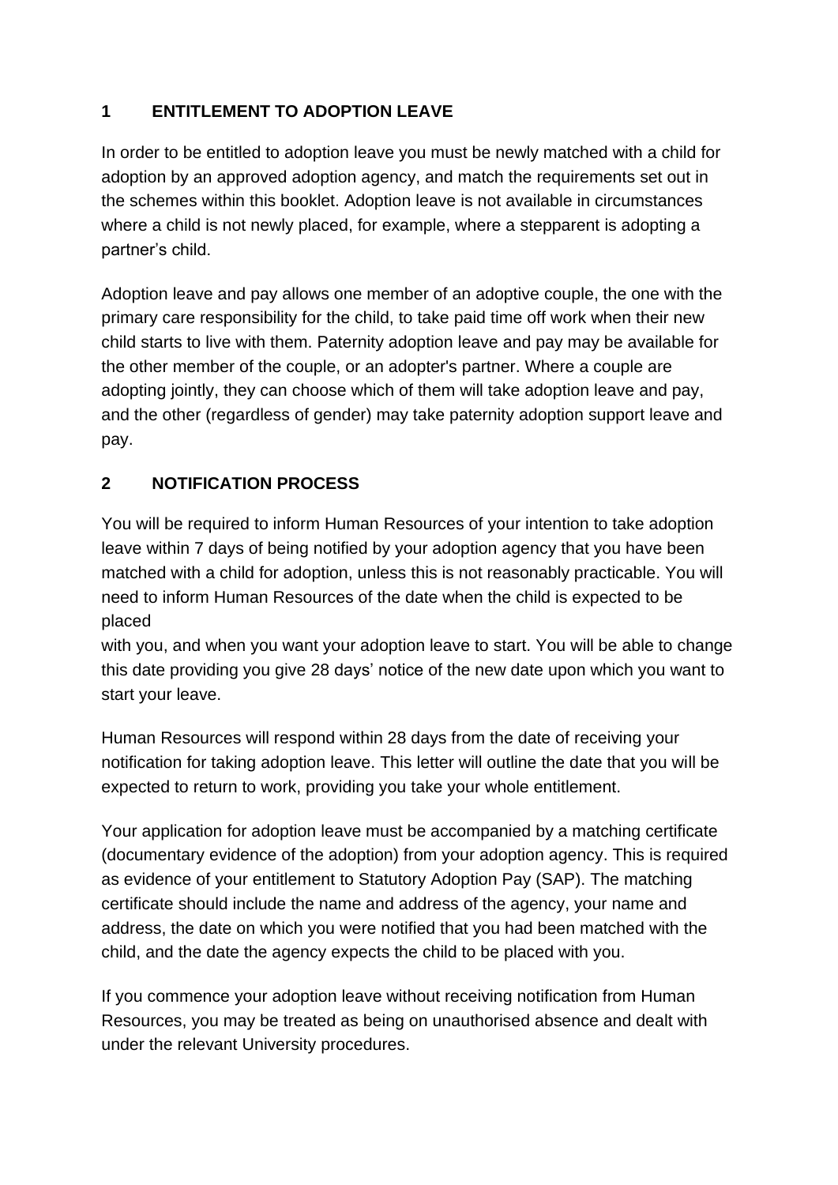## 1 ENTITLEMENT TO ADOPTION LEAVE

In order to be entitled to adoption leave you must be newly matched with a child for adoption by an approved adoption agency, and match the requirements set out in the schemes within this booklet. Adoption leave is not available in circumstances where a child is not newly placed, for example, where a stepparent is adopting a partner's child.

Adoption leave and pay allows one member of an adoptive couple, the one with the primary care responsibility for the child, to take paid time off work when their new child starts to live with them. Paternity adoption leave and pay may be available for the other member of the couple, or an adopter's partner. Where a couple are adopting jointly, they can choose which of them will take adoption leave and pay, and the other (regardless of gender) may take paternity adoption support leave and pay.

## 2 NOTIFICATION PROCESS

You will be required to inform Human Resources of your intention to take adoption leave within 7 days of being notified by your adoption agency that you have been matched with a child for adoption, unless this is not reasonably practicable. You will need to inform Human Resources of the date when the child is expected to be placed with you, and when you want your adoption leave to start. You will be able to change this date providing you give 28 days' notice of the new date upon which you want to start your leave.

Human Resources will respond within 28 days from the date of receiving your notification for taking adoption leave. This letter will outline the date that you will be expected to return to work, providing you take your whole entitlement.

Your application for adoption leave must be accompanied by a matching certificate (documentary evidence of the adoption) from your adoption agency. This is required as evidence of your entitlement to Statutory Adoption Pay (SAP). The matching certificate should include the name and address of the agency, your name and address, the date on which you were notified that you had been matched with the child, and the date the agency expects the child to be placed with you.

If you commence your adoption leave without receiving notification from Human Resources, you may be treated as being on unauthorised absence and dealt with under the relevant University procedures.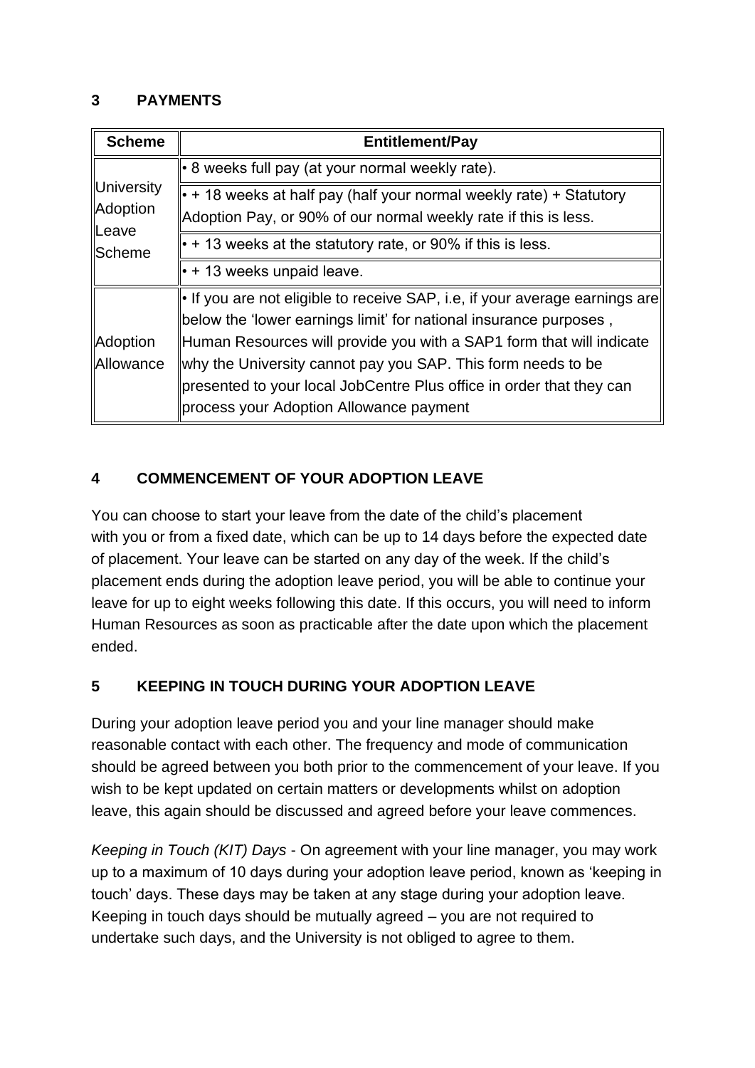## 3 PAYMENTS

| Scheme | Entitlement/Pay |
|---|---|
| University Adoption Leave Scheme | • 8 weeks full pay (at your normal weekly rate). |
| | • + 18 weeks at half pay (half your normal weekly rate) + Statutory Adoption Pay, or 90% of our normal weekly rate if this is less. |
| | • + 13 weeks at the statutory rate, or 90% if this is less. |
| | • + 13 weeks unpaid leave. |
| Adoption Allowance | • If you are not eligible to receive SAP, i.e, if your average earnings are below the 'lower earnings limit' for national insurance purposes , Human Resources will provide you with a SAP1 form that will indicate why the University cannot pay you SAP. This form needs to be presented to your local JobCentre Plus office in order that they can process your Adoption Allowance payment |

## 4 COMMENCEMENT OF YOUR ADOPTION LEAVE

You can choose to start your leave from the date of the child's placement with you or from a fixed date, which can be up to 14 days before the expected date of placement. Your leave can be started on any day of the week. If the child's placement ends during the adoption leave period, you will be able to continue your leave for up to eight weeks following this date. If this occurs, you will need to inform Human Resources as soon as practicable after the date upon which the placement ended.

## 5 KEEPING IN TOUCH DURING YOUR ADOPTION LEAVE

During your adoption leave period you and your line manager should make reasonable contact with each other. The frequency and mode of communication should be agreed between you both prior to the commencement of your leave. If you wish to be kept updated on certain matters or developments whilst on adoption leave, this again should be discussed and agreed before your leave commences.

*Keeping in Touch (KIT) Days* - On agreement with your line manager, you may work up to a maximum of 10 days during your adoption leave period, known as 'keeping in touch' days. These days may be taken at any stage during your adoption leave. Keeping in touch days should be mutually agreed – you are not required to undertake such days, and the University is not obliged to agree to them.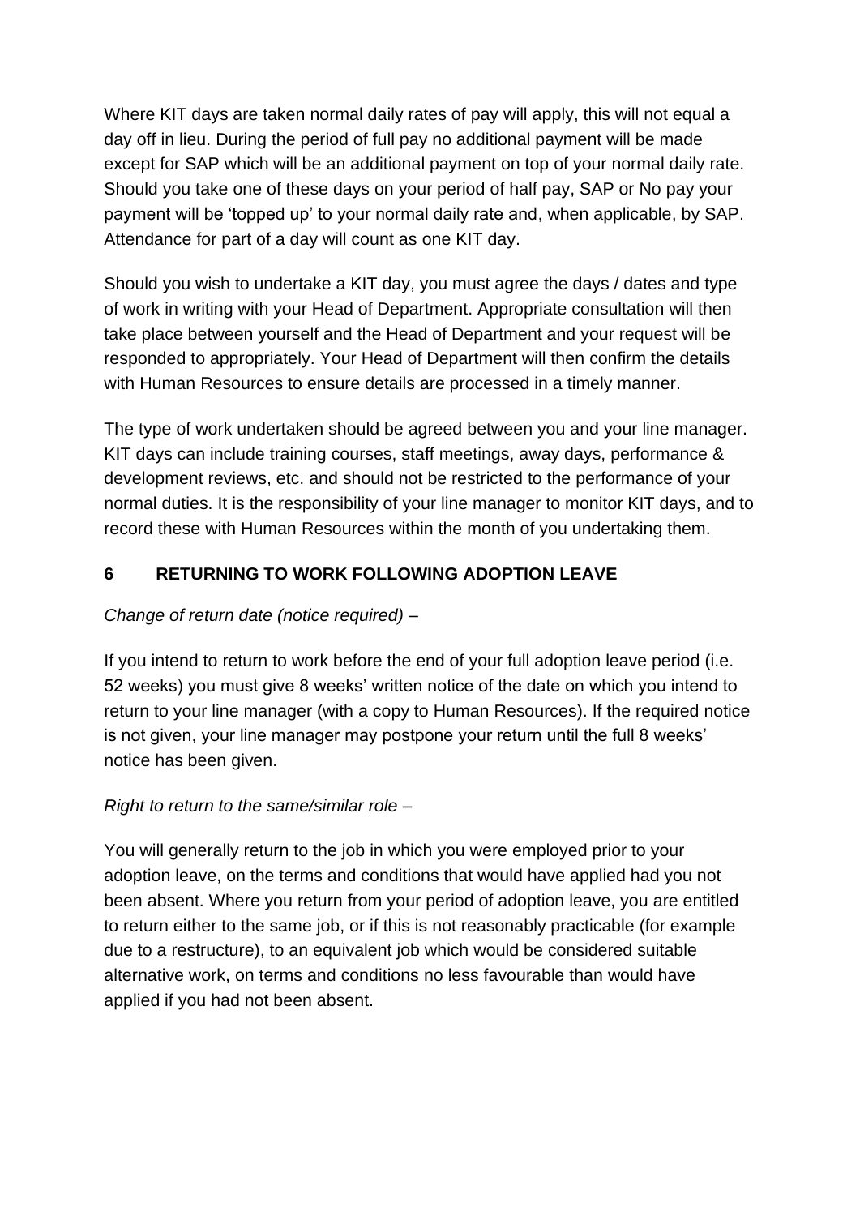Where KIT days are taken normal daily rates of pay will apply, this will not equal a day off in lieu. During the period of full pay no additional payment will be made except for SAP which will be an additional payment on top of your normal daily rate. Should you take one of these days on your period of half pay, SAP or No pay your payment will be 'topped up' to your normal daily rate and, when applicable, by SAP. Attendance for part of a day will count as one KIT day.

Should you wish to undertake a KIT day, you must agree the days / dates and type of work in writing with your Head of Department. Appropriate consultation will then take place between yourself and the Head of Department and your request will be responded to appropriately. Your Head of Department will then confirm the details with Human Resources to ensure details are processed in a timely manner.

The type of work undertaken should be agreed between you and your line manager. KIT days can include training courses, staff meetings, away days, performance & development reviews, etc. and should not be restricted to the performance of your normal duties. It is the responsibility of your line manager to monitor KIT days, and to record these with Human Resources within the month of you undertaking them.

## 6 RETURNING TO WORK FOLLOWING ADOPTION LEAVE

*Change of return date (notice required)* –

If you intend to return to work before the end of your full adoption leave period (i.e. 52 weeks) you must give 8 weeks' written notice of the date on which you intend to return to your line manager (with a copy to Human Resources). If the required notice is not given, your line manager may postpone your return until the full 8 weeks' notice has been given.

*Right to return to the same/similar role* –

You will generally return to the job in which you were employed prior to your adoption leave, on the terms and conditions that would have applied had you not been absent. Where you return from your period of adoption leave, you are entitled to return either to the same job, or if this is not reasonably practicable (for example due to a restructure), to an equivalent job which would be considered suitable alternative work, on terms and conditions no less favourable than would have applied if you had not been absent.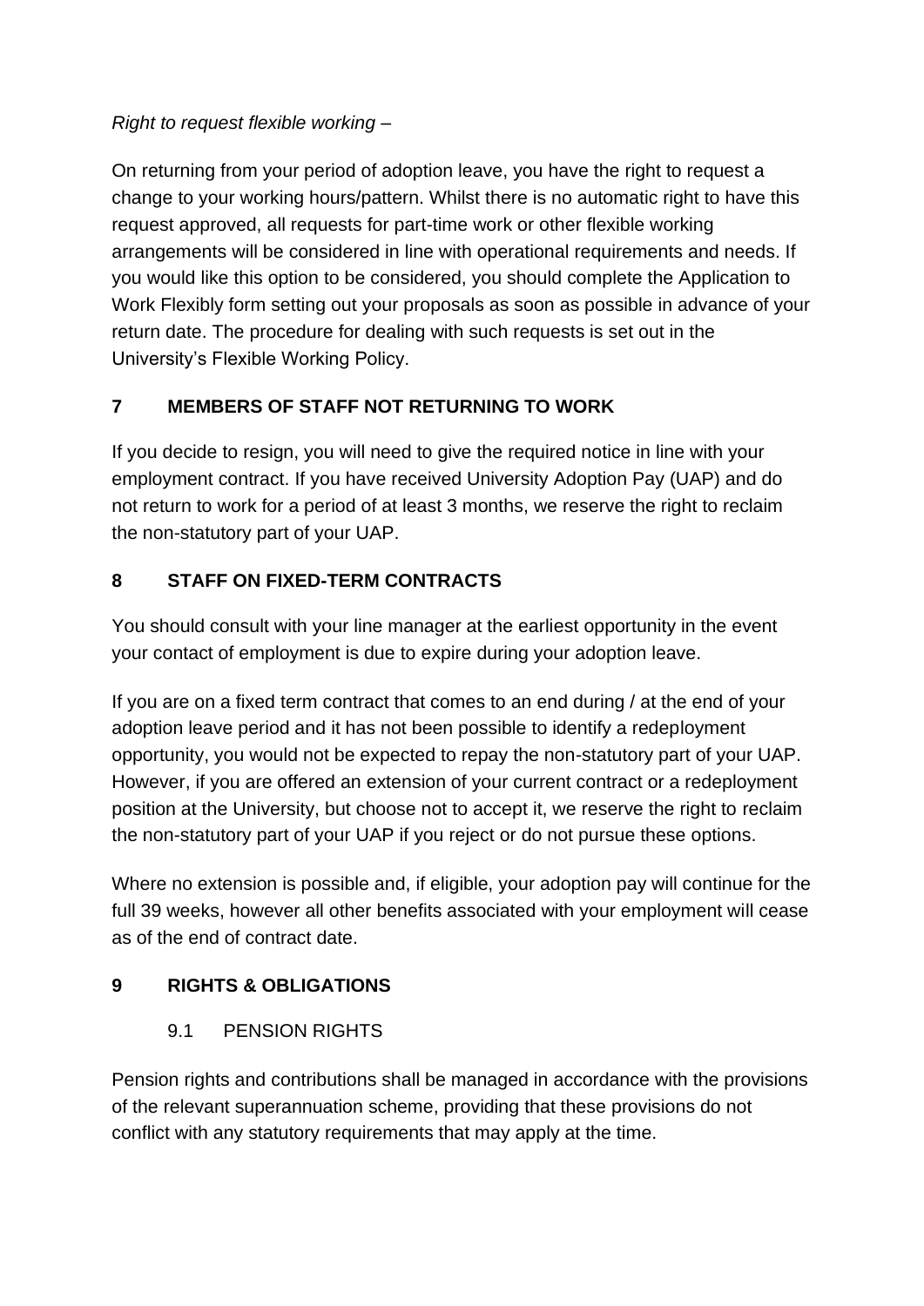*Right to request flexible working –*

On returning from your period of adoption leave, you have the right to request a change to your working hours/pattern. Whilst there is no automatic right to have this request approved, all requests for part-time work or other flexible working arrangements will be considered in line with operational requirements and needs. If you would like this option to be considered, you should complete the Application to Work Flexibly form setting out your proposals as soon as possible in advance of your return date. The procedure for dealing with such requests is set out in the University's Flexible Working Policy.

## 7 MEMBERS OF STAFF NOT RETURNING TO WORK

If you decide to resign, you will need to give the required notice in line with your employment contract. If you have received University Adoption Pay (UAP) and do not return to work for a period of at least 3 months, we reserve the right to reclaim the non-statutory part of your UAP.

## 8 STAFF ON FIXED-TERM CONTRACTS

You should consult with your line manager at the earliest opportunity in the event your contact of employment is due to expire during your adoption leave.

If you are on a fixed term contract that comes to an end during / at the end of your adoption leave period and it has not been possible to identify a redeployment opportunity, you would not be expected to repay the non-statutory part of your UAP. However, if you are offered an extension of your current contract or a redeployment position at the University, but choose not to accept it, we reserve the right to reclaim the non-statutory part of your UAP if you reject or do not pursue these options.

Where no extension is possible and, if eligible, your adoption pay will continue for the full 39 weeks, however all other benefits associated with your employment will cease as of the end of contract date.

## 9 RIGHTS & OBLIGATIONS

### 9.1 PENSION RIGHTS

Pension rights and contributions shall be managed in accordance with the provisions of the relevant superannuation scheme, providing that these provisions do not conflict with any statutory requirements that may apply at the time.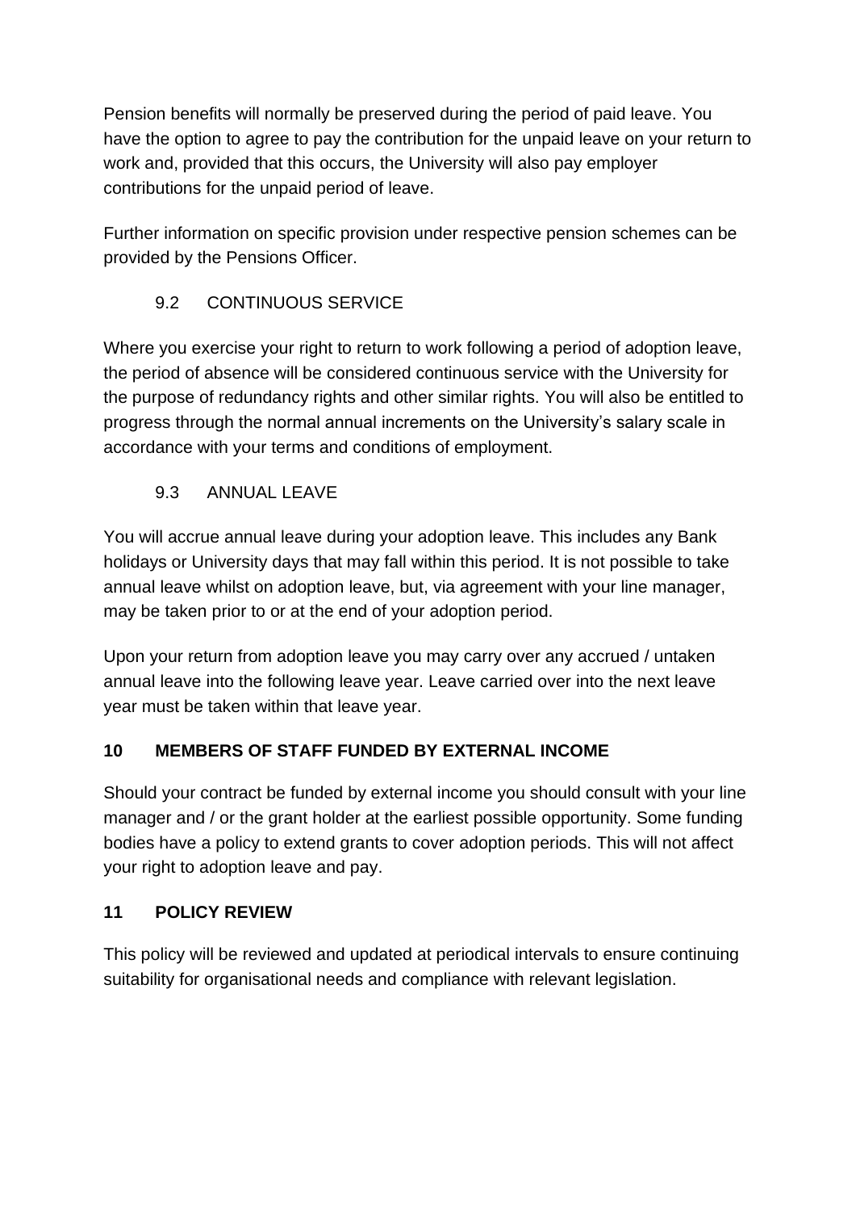Pension benefits will normally be preserved during the period of paid leave. You have the option to agree to pay the contribution for the unpaid leave on your return to work and, provided that this occurs, the University will also pay employer contributions for the unpaid period of leave.

Further information on specific provision under respective pension schemes can be provided by the Pensions Officer.

### 9.2 CONTINUOUS SERVICE

Where you exercise your right to return to work following a period of adoption leave, the period of absence will be considered continuous service with the University for the purpose of redundancy rights and other similar rights. You will also be entitled to progress through the normal annual increments on the University's salary scale in accordance with your terms and conditions of employment.

### 9.3 ANNUAL LEAVE

You will accrue annual leave during your adoption leave. This includes any Bank holidays or University days that may fall within this period. It is not possible to take annual leave whilst on adoption leave, but, via agreement with your line manager, may be taken prior to or at the end of your adoption period.

Upon your return from adoption leave you may carry over any accrued / untaken annual leave into the following leave year. Leave carried over into the next leave year must be taken within that leave year.

## 10 MEMBERS OF STAFF FUNDED BY EXTERNAL INCOME

Should your contract be funded by external income you should consult with your line manager and / or the grant holder at the earliest possible opportunity. Some funding bodies have a policy to extend grants to cover adoption periods. This will not affect your right to adoption leave and pay.

## 11 POLICY REVIEW

This policy will be reviewed and updated at periodical intervals to ensure continuing suitability for organisational needs and compliance with relevant legislation.